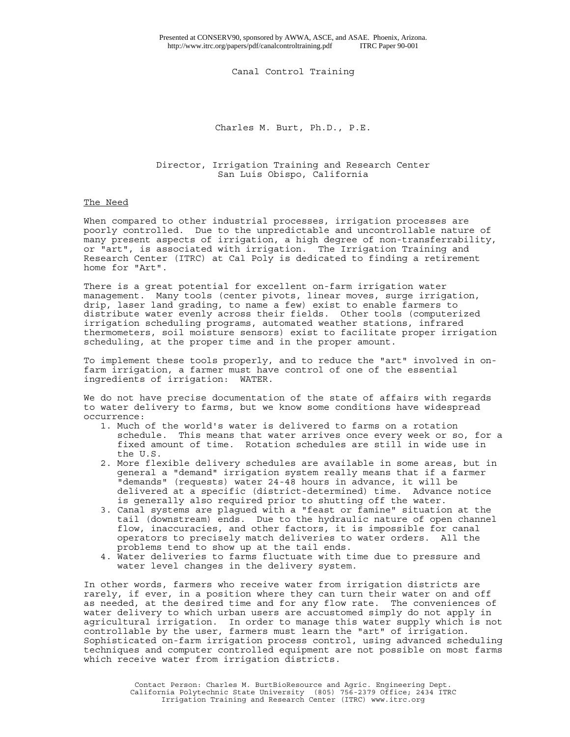Presented at CONSERV90, sponsored by AWWA, ASCE, and ASAE. Phoenix, Arizona.
http://www.itrc.org/papers/pdf/canalcontroltraining.pdf ITRC Paper 90-001

# Canal Control Training

Charles M. Burt, Ph.D., P.E.

Director, Irrigation Training and Research Center
San Luis Obispo, California

## The Need

When compared to other industrial processes, irrigation processes are poorly controlled. Due to the unpredictable and uncontrollable nature of many present aspects of irrigation, a high degree of non-transferrability, or "art", is associated with irrigation. The Irrigation Training and Research Center (ITRC) at Cal Poly is dedicated to finding a retirement home for "Art".

There is a great potential for excellent on-farm irrigation water management. Many tools (center pivots, linear moves, surge irrigation, drip, laser land grading, to name a few) exist to enable farmers to distribute water evenly across their fields. Other tools (computerized irrigation scheduling programs, automated weather stations, infrared thermometers, soil moisture sensors) exist to facilitate proper irrigation scheduling, at the proper time and in the proper amount.

To implement these tools properly, and to reduce the "art" involved in on-farm irrigation, a farmer must have control of one of the essential ingredients of irrigation: WATER.

We do not have precise documentation of the state of affairs with regards to water delivery to farms, but we know some conditions have widespread occurrence:

1. Much of the world's water is delivered to farms on a rotation schedule. This means that water arrives once every week or so, for a fixed amount of time. Rotation schedules are still in wide use in the U.S.
2. More flexible delivery schedules are available in some areas, but in general a "demand" irrigation system really means that if a farmer "demands" (requests) water 24-48 hours in advance, it will be delivered at a specific (district-determined) time. Advance notice is generally also required prior to shutting off the water.
3. Canal systems are plagued with a "feast or famine" situation at the tail (downstream) ends. Due to the hydraulic nature of open channel flow, inaccuracies, and other factors, it is impossible for canal operators to precisely match deliveries to water orders. All the problems tend to show up at the tail ends.
4. Water deliveries to farms fluctuate with time due to pressure and water level changes in the delivery system.

In other words, farmers who receive water from irrigation districts are rarely, if ever, in a position where they can turn their water on and off as needed, at the desired time and for any flow rate. The conveniences of water delivery to which urban users are accustomed simply do not apply in agricultural irrigation. In order to manage this water supply which is not controllable by the user, farmers must learn the "art" of irrigation. Sophisticated on-farm irrigation process control, using advanced scheduling techniques and computer controlled equipment are not possible on most farms which receive water from irrigation districts.

Contact Person: Charles M. BurtBioResource and Agric. Engineering Dept. California Polytechnic State University (805) 756-2379 Office; 2434 ITRC Irrigation Training and Research Center (ITRC) www.itrc.org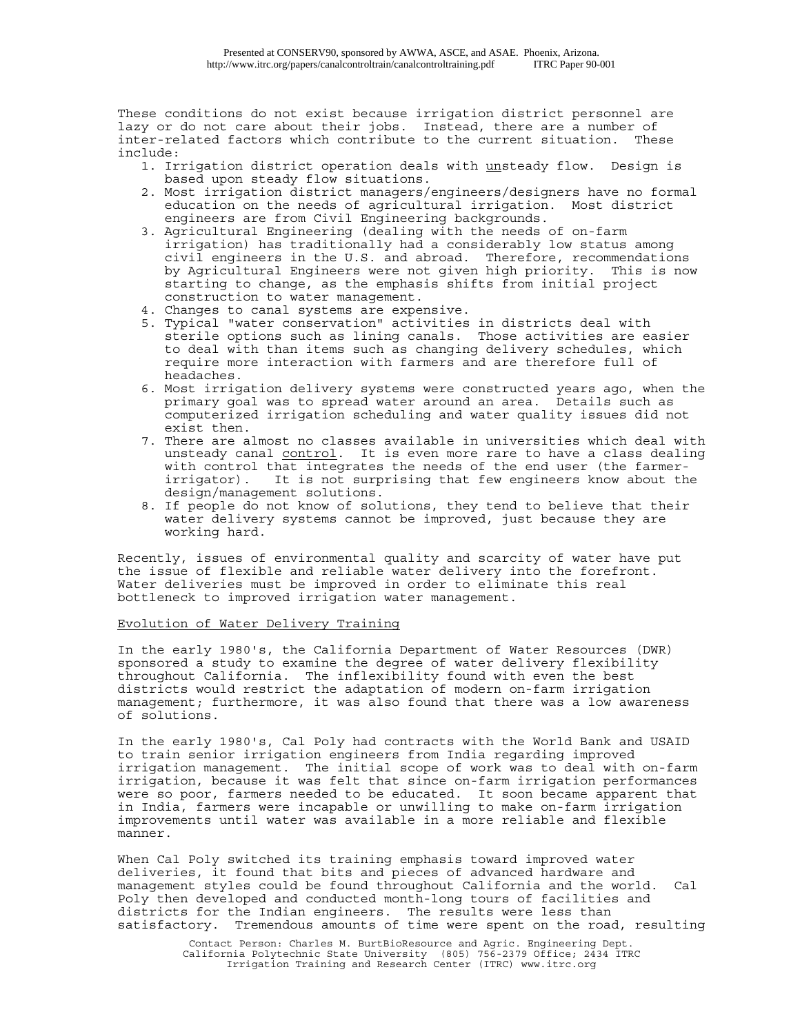These conditions do not exist because irrigation district personnel are lazy or do not care about their jobs. Instead, there are a number of inter-related factors which contribute to the current situation. These include:

1. Irrigation district operation deals with <u>un</u>steady flow. Design is based upon steady flow situations.
2. Most irrigation district managers/engineers/designers have no formal education on the needs of agricultural irrigation. Most district engineers are from Civil Engineering backgrounds.
3. Agricultural Engineering (dealing with the needs of on-farm irrigation) has traditionally had a considerably low status among civil engineers in the U.S. and abroad. Therefore, recommendations by Agricultural Engineers were not given high priority. This is now starting to change, as the emphasis shifts from initial project construction to water management.
4. Changes to canal systems are expensive.
5. Typical "water conservation" activities in districts deal with sterile options such as lining canals. Those activities are easier to deal with than items such as changing delivery schedules, which require more interaction with farmers and are therefore full of headaches.
6. Most irrigation delivery systems were constructed years ago, when the primary goal was to spread water around an area. Details such as computerized irrigation scheduling and water quality issues did not exist then.
7. There are almost no classes available in universities which deal with unsteady canal <u>control</u>. It is even more rare to have a class dealing with control that integrates the needs of the end user (the farmer-irrigator). It is not surprising that few engineers know about the design/management solutions.
8. If people do not know of solutions, they tend to believe that their water delivery systems cannot be improved, just because they are working hard.

Recently, issues of environmental quality and scarcity of water have put the issue of flexible and reliable water delivery into the forefront. Water deliveries must be improved in order to eliminate this real bottleneck to improved irrigation water management.

<u>Evolution of Water Delivery Training</u>

In the early 1980's, the California Department of Water Resources (DWR) sponsored a study to examine the degree of water delivery flexibility throughout California. The inflexibility found with even the best districts would restrict the adaptation of modern on-farm irrigation management; furthermore, it was also found that there was a low awareness of solutions.

In the early 1980's, Cal Poly had contracts with the World Bank and USAID to train senior irrigation engineers from India regarding improved irrigation management. The initial scope of work was to deal with on-farm irrigation, because it was felt that since on-farm irrigation performances were so poor, farmers needed to be educated. It soon became apparent that in India, farmers were incapable or unwilling to make on-farm irrigation improvements until water was available in a more reliable and flexible manner.

When Cal Poly switched its training emphasis toward improved water deliveries, it found that bits and pieces of advanced hardware and management styles could be found throughout California and the world. Cal Poly then developed and conducted month-long tours of facilities and districts for the Indian engineers. The results were less than satisfactory. Tremendous amounts of time were spent on the road, resulting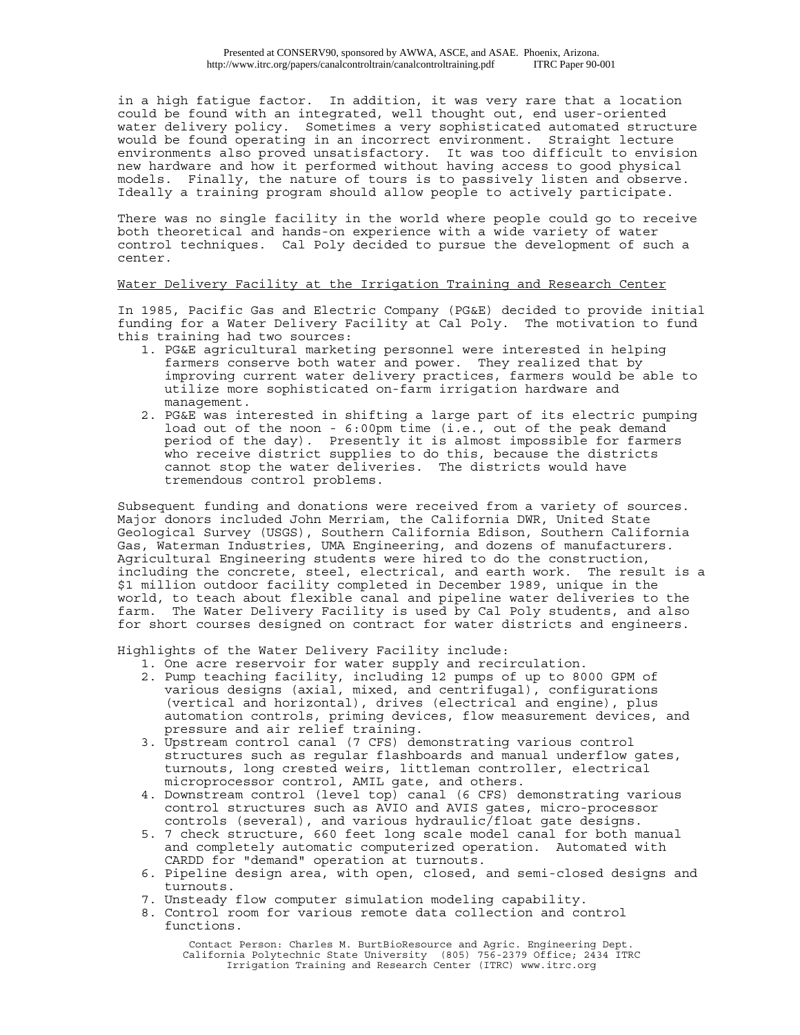in a high fatigue factor. In addition, it was very rare that a location could be found with an integrated, well thought out, end user-oriented water delivery policy. Sometimes a very sophisticated automated structure would be found operating in an incorrect environment. Straight lecture environments also proved unsatisfactory. It was too difficult to envision new hardware and how it performed without having access to good physical models. Finally, the nature of tours is to passively listen and observe. Ideally a training program should allow people to actively participate.

There was no single facility in the world where people could go to receive both theoretical and hands-on experience with a wide variety of water control techniques. Cal Poly decided to pursue the development of such a center.

## Water Delivery Facility at the Irrigation Training and Research Center

In 1985, Pacific Gas and Electric Company (PG&E) decided to provide initial funding for a Water Delivery Facility at Cal Poly. The motivation to fund this training had two sources:

1. PG&E agricultural marketing personnel were interested in helping farmers conserve both water and power. They realized that by improving current water delivery practices, farmers would be able to utilize more sophisticated on-farm irrigation hardware and management.
2. PG&E was interested in shifting a large part of its electric pumping load out of the noon - 6:00pm time (i.e., out of the peak demand period of the day). Presently it is almost impossible for farmers who receive district supplies to do this, because the districts cannot stop the water deliveries. The districts would have tremendous control problems.

Subsequent funding and donations were received from a variety of sources. Major donors included John Merriam, the California DWR, United State Geological Survey (USGS), Southern California Edison, Southern California Gas, Waterman Industries, UMA Engineering, and dozens of manufacturers. Agricultural Engineering students were hired to do the construction, including the concrete, steel, electrical, and earth work. The result is a $1 million outdoor facility completed in December 1989, unique in the world, to teach about flexible canal and pipeline water deliveries to the farm. The Water Delivery Facility is used by Cal Poly students, and also for short courses designed on contract for water districts and engineers.

Highlights of the Water Delivery Facility include:

1. One acre reservoir for water supply and recirculation.
2. Pump teaching facility, including 12 pumps of up to 8000 GPM of various designs (axial, mixed, and centrifugal), configurations (vertical and horizontal), drives (electrical and engine), plus automation controls, priming devices, flow measurement devices, and pressure and air relief training.
3. Upstream control canal (7 CFS) demonstrating various control structures such as regular flashboards and manual underflow gates, turnouts, long crested weirs, littleman controller, electrical microprocessor control, AMIL gate, and others.
4. Downstream control (level top) canal (6 CFS) demonstrating various control structures such as AVIO and AVIS gates, micro-processor controls (several), and various hydraulic/float gate designs.
5. 7 check structure, 660 feet long scale model canal for both manual and completely automatic computerized operation. Automated with CARDD for "demand" operation at turnouts.
6. Pipeline design area, with open, closed, and semi-closed designs and turnouts.
7. Unsteady flow computer simulation modeling capability.
8. Control room for various remote data collection and control functions.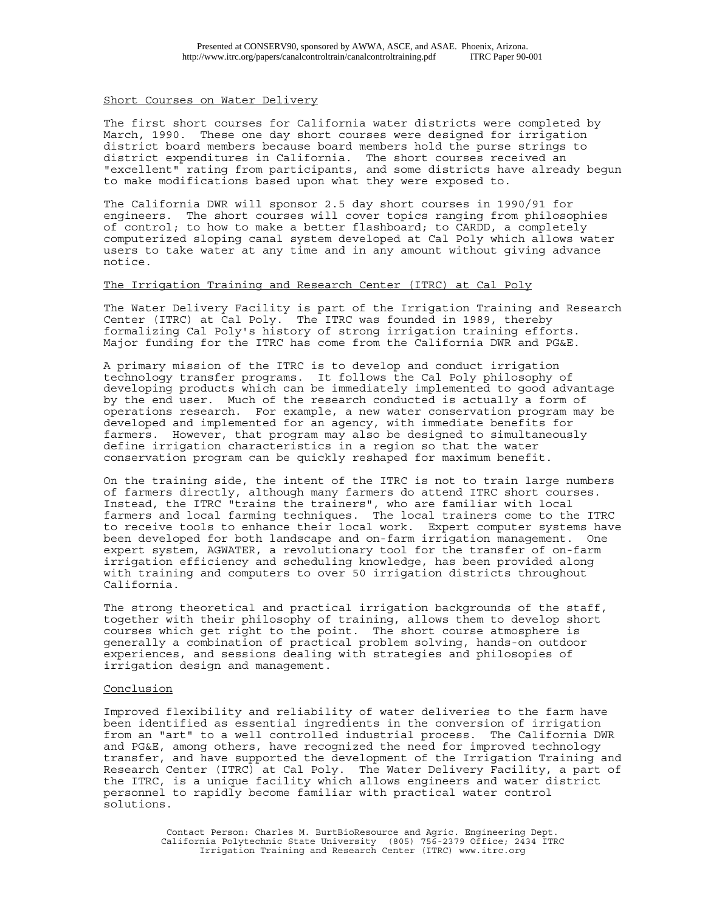## Short Courses on Water Delivery

The first short courses for California water districts were completed by March, 1990. These one day short courses were designed for irrigation district board members because board members hold the purse strings to district expenditures in California. The short courses received an "excellent" rating from participants, and some districts have already begun to make modifications based upon what they were exposed to.

The California DWR will sponsor 2.5 day short courses in 1990/91 for engineers. The short courses will cover topics ranging from philosophies of control; to how to make a better flashboard; to CARDD, a completely computerized sloping canal system developed at Cal Poly which allows water users to take water at any time and in any amount without giving advance notice.

## The Irrigation Training and Research Center (ITRC) at Cal Poly

The Water Delivery Facility is part of the Irrigation Training and Research Center (ITRC) at Cal Poly. The ITRC was founded in 1989, thereby formalizing Cal Poly's history of strong irrigation training efforts. Major funding for the ITRC has come from the California DWR and PG&E.

A primary mission of the ITRC is to develop and conduct irrigation technology transfer programs. It follows the Cal Poly philosophy of developing products which can be immediately implemented to good advantage by the end user. Much of the research conducted is actually a form of operations research. For example, a new water conservation program may be developed and implemented for an agency, with immediate benefits for farmers. However, that program may also be designed to simultaneously define irrigation characteristics in a region so that the water conservation program can be quickly reshaped for maximum benefit.

On the training side, the intent of the ITRC is not to train large numbers of farmers directly, although many farmers do attend ITRC short courses. Instead, the ITRC "trains the trainers", who are familiar with local farmers and local farming techniques. The local trainers come to the ITRC to receive tools to enhance their local work. Expert computer systems have been developed for both landscape and on-farm irrigation management. One expert system, AGWATER, a revolutionary tool for the transfer of on-farm irrigation efficiency and scheduling knowledge, has been provided along with training and computers to over 50 irrigation districts throughout California.

The strong theoretical and practical irrigation backgrounds of the staff, together with their philosophy of training, allows them to develop short courses which get right to the point. The short course atmosphere is generally a combination of practical problem solving, hands-on outdoor experiences, and sessions dealing with strategies and philosopies of irrigation design and management.

## Conclusion

Improved flexibility and reliability of water deliveries to the farm have been identified as essential ingredients in the conversion of irrigation from an "art" to a well controlled industrial process. The California DWR and PG&E, among others, have recognized the need for improved technology transfer, and have supported the development of the Irrigation Training and Research Center (ITRC) at Cal Poly. The Water Delivery Facility, a part of the ITRC, is a unique facility which allows engineers and water district personnel to rapidly become familiar with practical water control solutions.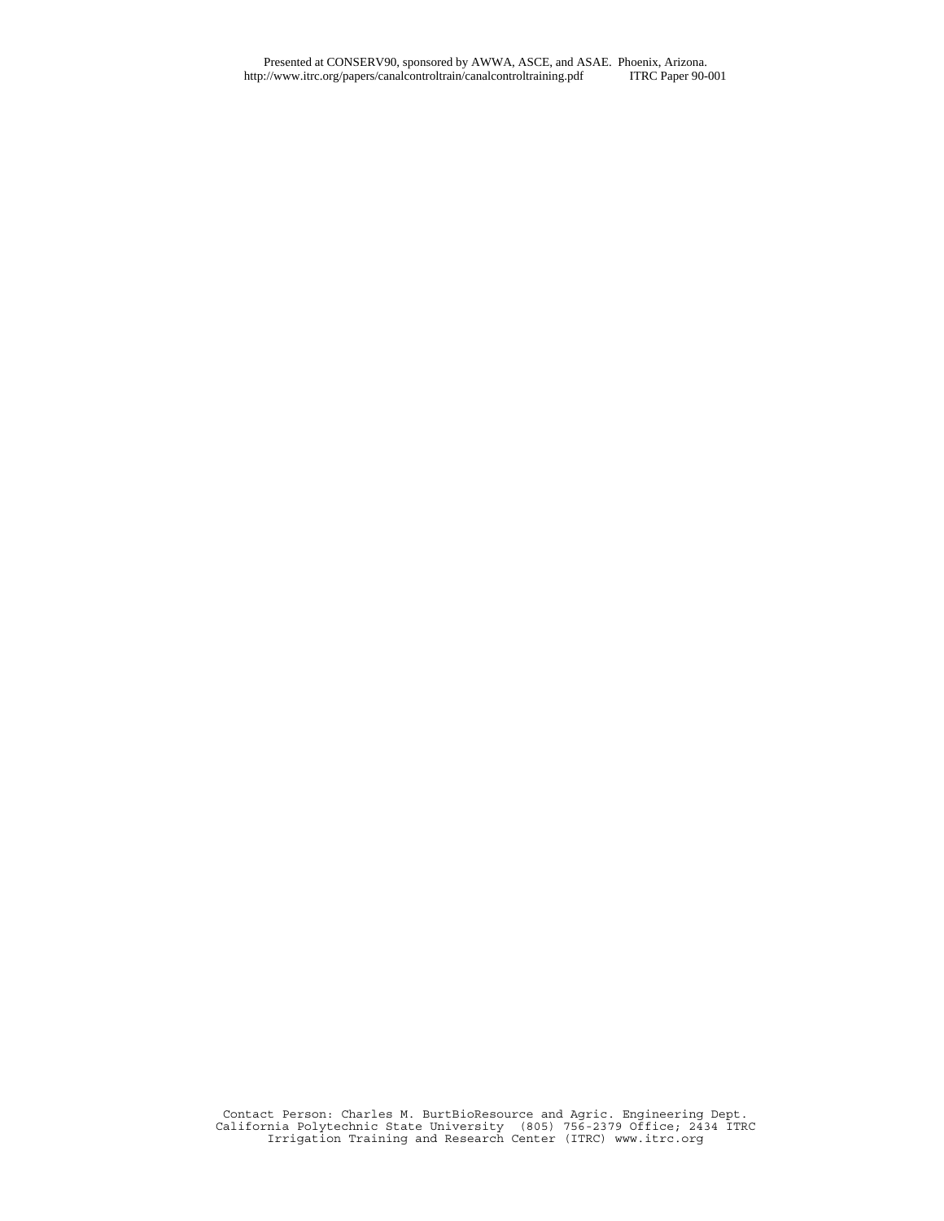Contact Person: Charles M. BurtBioResource and Agric. Engineering Dept.
California Polytechnic State University (805) 756-2379 Office; 2434 ITRC
Irrigation Training and Research Center (ITRC) www.itrc.org